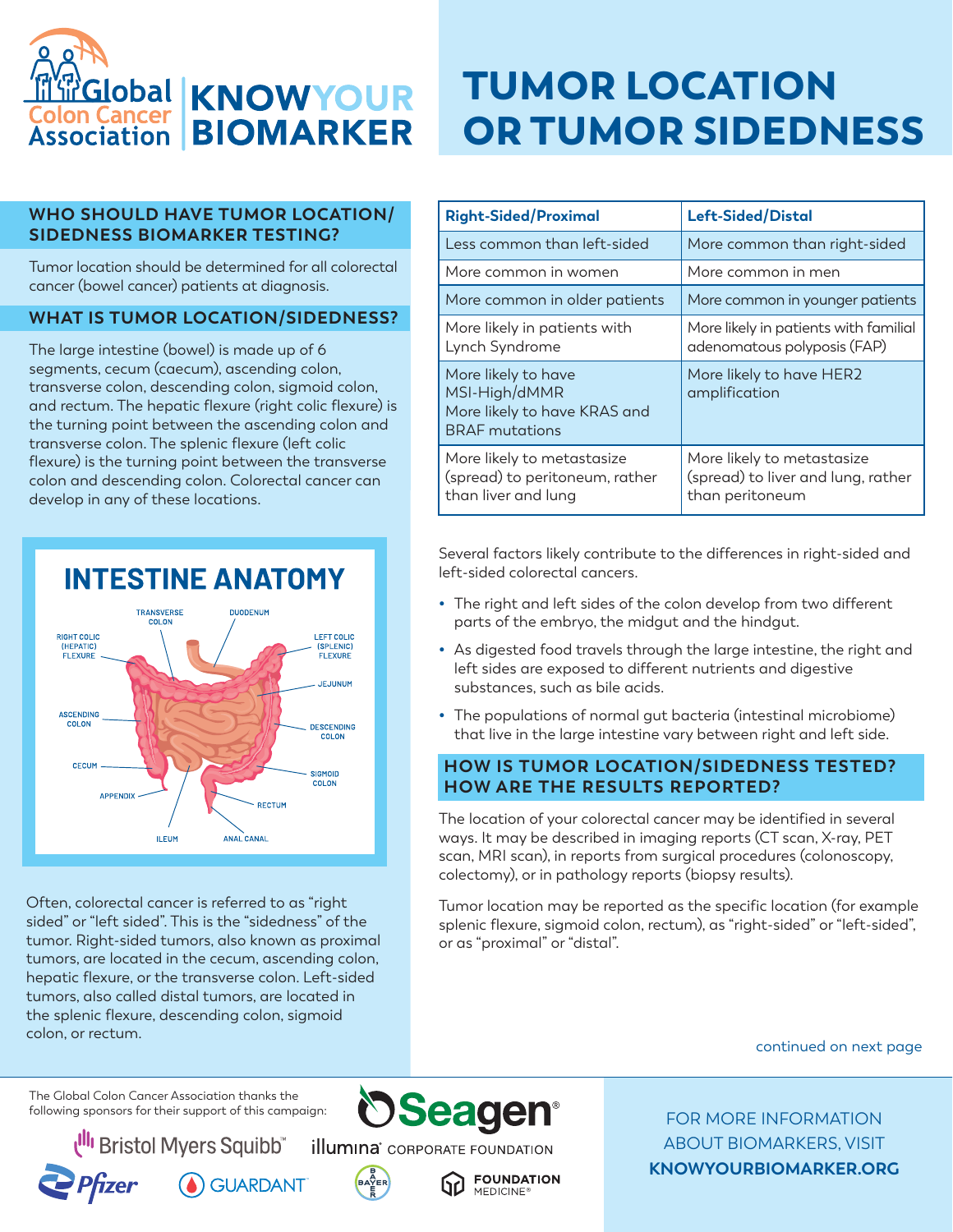Global Colon Cancer Association | KNOW YOUR BIOMARKER

# TUMOR LOCATION OR TUMOR SIDEDNESS

## WHO SHOULD HAVE TUMOR LOCATION/ SIDEDNESS BIOMARKER TESTING?

Tumor location should be determined for all colorectal cancer (bowel cancer) patients at diagnosis.

## WHAT IS TUMOR LOCATION/SIDEDNESS?

The large intestine (bowel) is made up of 6 segments, cecum (caecum), ascending colon, transverse colon, descending colon, sigmoid colon, and rectum. The hepatic flexure (right colic flexure) is the turning point between the ascending colon and transverse colon. The splenic flexure (left colic flexure) is the turning point between the transverse colon and descending colon. Colorectal cancer can develop in any of these locations.

### INTESTINE ANATOMY

TRANSVERSE COLON, DUODENUM, RIGHT COLIC (HEPATIC) FLEXURE, LEFT COLIC (SPLENIC) FLEXURE, JEJUNUM, ASCENDING COLON, DESCENDING COLON, CECUM, SIGMOID COLON, APPENDIX, RECTUM, ILEUM, ANAL CANAL

Often, colorectal cancer is referred to as "right sided" or "left sided". This is the "sidedness" of the tumor. Right-sided tumors, also known as proximal tumors, are located in the cecum, ascending colon, hepatic flexure, or the transverse colon. Left-sided tumors, also called distal tumors, are located in the splenic flexure, descending colon, sigmoid colon, or rectum.

| Right-Sided/Proximal | Left-Sided/Distal |
| --- | --- |
| Less common than left-sided | More common than right-sided |
| More common in women | More common in men |
| More common in older patients | More common in younger patients |
| More likely in patients with Lynch Syndrome | More likely in patients with familial adenomatous polyposis (FAP) |
| More likely to have MSI-High/dMMR<br>More likely to have KRAS and BRAF mutations | More likely to have HER2 amplification |
| More likely to metastasize (spread) to peritoneum, rather than liver and lung | More likely to metastasize (spread) to liver and lung, rather than peritoneum |

Several factors likely contribute to the differences in right-sided and left-sided colorectal cancers.

- The right and left sides of the colon develop from two different parts of the embryo, the midgut and the hindgut.
- As digested food travels through the large intestine, the right and left sides are exposed to different nutrients and digestive substances, such as bile acids.
- The populations of normal gut bacteria (intestinal microbiome) that live in the large intestine vary between right and left side.

## HOW IS TUMOR LOCATION/SIDEDNESS TESTED? HOW ARE THE RESULTS REPORTED?

The location of your colorectal cancer may be identified in several ways. It may be described in imaging reports (CT scan, X-ray, PET scan, MRI scan), in reports from surgical procedures (colonoscopy, colectomy), or in pathology reports (biopsy results).

Tumor location may be reported as the specific location (for example splenic flexure, sigmoid colon, rectum), as "right-sided" or "left-sided", or as "proximal" or "distal".

continued on next page

The Global Colon Cancer Association thanks the following sponsors for their support of this campaign: Seagen, Bristol Myers Squibb, illumina Corporate Foundation, Pfizer, Guardant, Bayer, Foundation Medicine

FOR MORE INFORMATION ABOUT BIOMARKERS, VISIT **KNOWYOURBIOMARKER.ORG**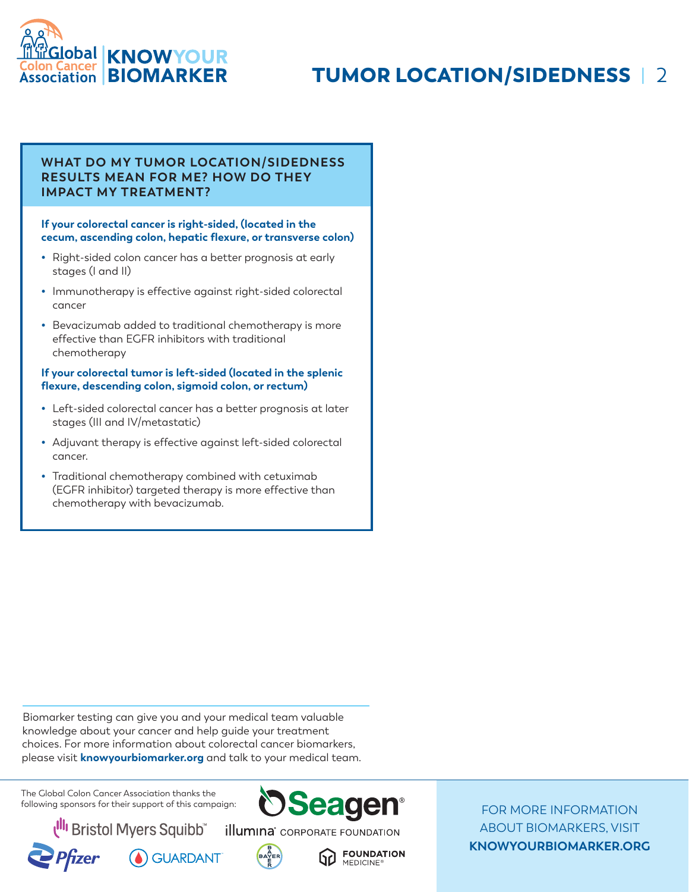# TUMOR LOCATION/SIDEDNESS

## WHAT DO MY TUMOR LOCATION/SIDEDNESS RESULTS MEAN FOR ME? HOW DO THEY IMPACT MY TREATMENT?

**If your colorectal cancer is right-sided, (located in the cecum, ascending colon, hepatic flexure, or transverse colon)**

- Right-sided colon cancer has a better prognosis at early stages (I and II)
- Immunotherapy is effective against right-sided colorectal cancer
- Bevacizumab added to traditional chemotherapy is more effective than EGFR inhibitors with traditional chemotherapy

**If your colorectal tumor is left-sided (located in the splenic flexure, descending colon, sigmoid colon, or rectum)**

- Left-sided colorectal cancer has a better prognosis at later stages (III and IV/metastatic)
- Adjuvant therapy is effective against left-sided colorectal cancer.
- Traditional chemotherapy combined with cetuximab (EGFR inhibitor) targeted therapy is more effective than chemotherapy with bevacizumab.

---

Biomarker testing can give you and your medical team valuable knowledge about your cancer and help guide your treatment choices. For more information about colorectal cancer biomarkers, please visit **knowyourbiomarker.org** and talk to your medical team.

The Global Colon Cancer Association thanks the following sponsors for their support of this campaign: Seagen, Bristol Myers Squibb, illumina Corporate Foundation, Pfizer, Guardant, Bayer, Foundation Medicine

FOR MORE INFORMATION ABOUT BIOMARKERS, VISIT **KNOWYOURBIOMARKER.ORG**